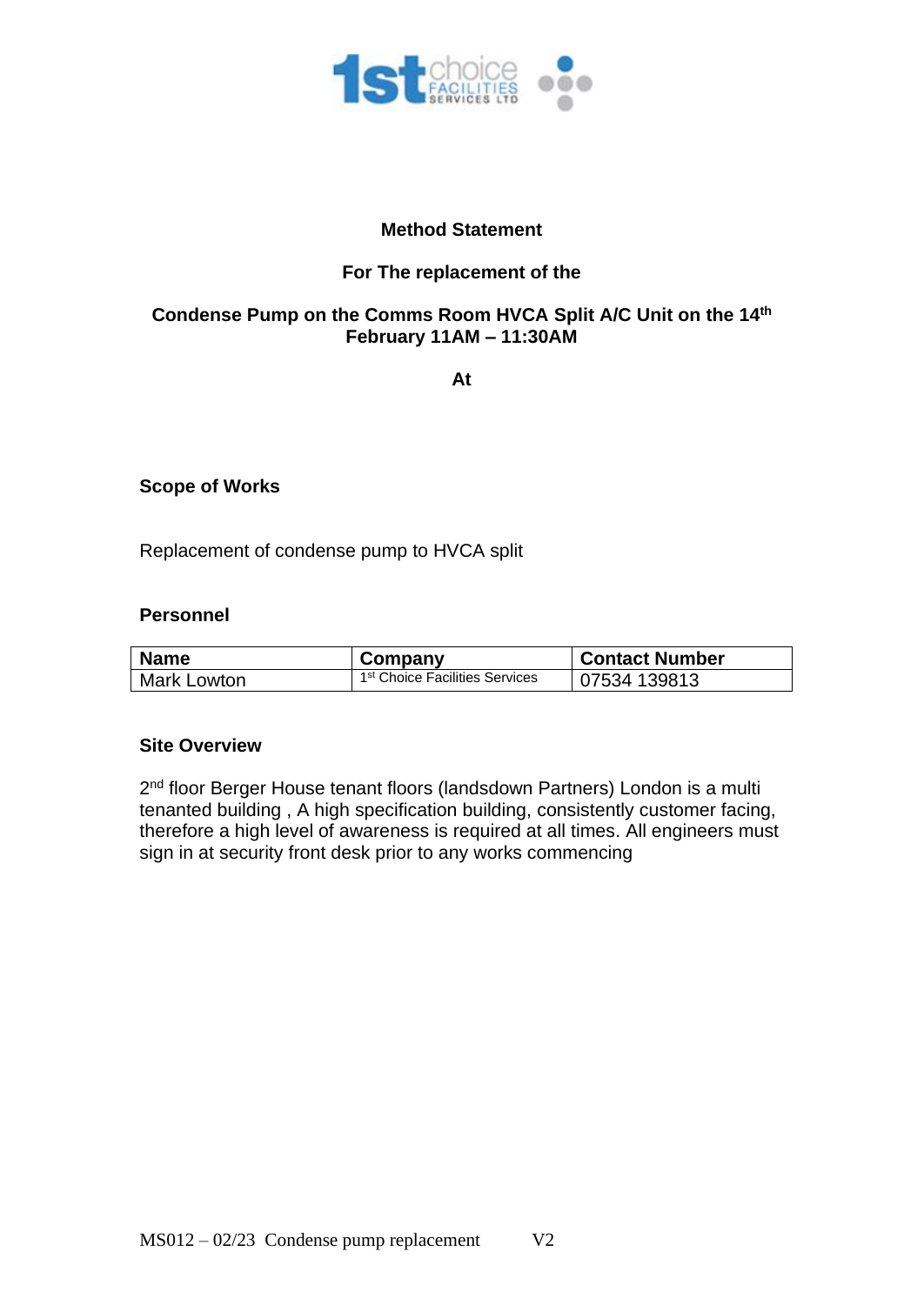**Method Statement**

**For The replacement of the**

**Condense Pump on the Comms Room HVCA Split A/C Unit on the 14th February 11AM – 11:30AM**

**At**

### Scope of Works

Replacement of condense pump to HVCA split

### Personnel

| Name | Company | Contact Number |
|---|---|---|
| Mark Lowton | 1st Choice Facilities Services | 07534 139813 |

### Site Overview

2nd floor Berger House tenant floors (landsdown Partners) London is a multi tenanted building , A high specification building, consistently customer facing, therefore a high level of awareness is required at all times. All engineers must sign in at security front desk prior to any works commencing

MS012 – 02/23 Condense pump replacement V2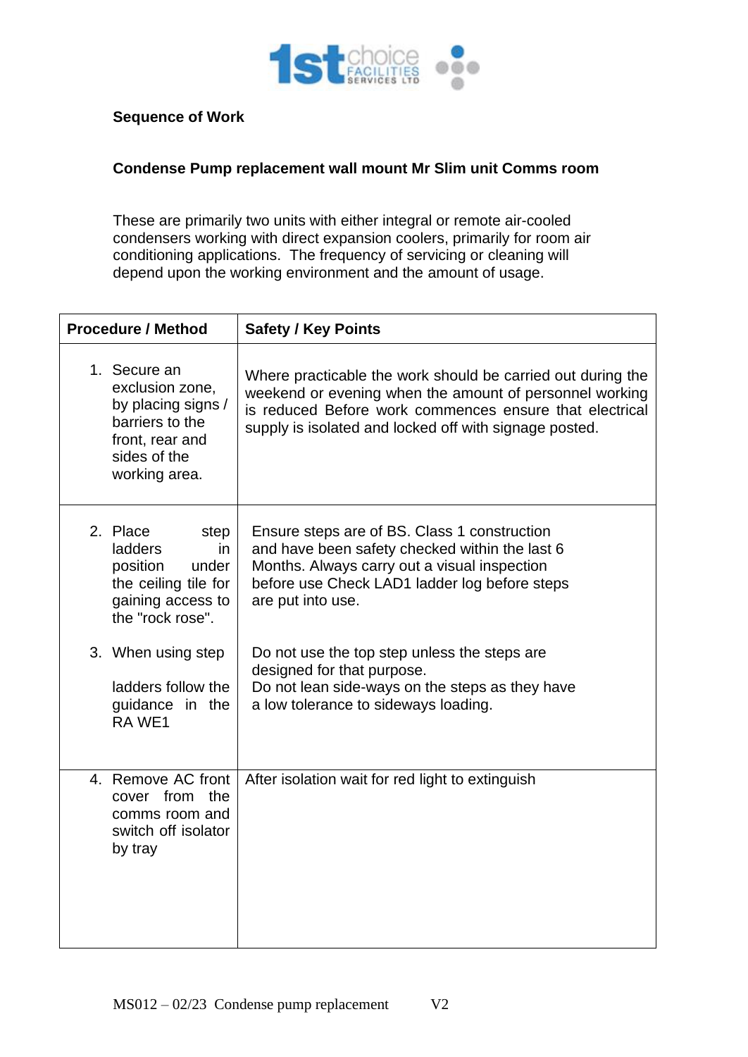**Sequence of Work**

**Condense Pump replacement wall mount Mr Slim unit Comms room**

These are primarily two units with either integral or remote air-cooled condensers working with direct expansion coolers, primarily for room air conditioning applications. The frequency of servicing or cleaning will depend upon the working environment and the amount of usage.

| Procedure / Method | Safety / Key Points |
| --- | --- |
| 1. Secure an exclusion zone, by placing signs / barriers to the front, rear and sides of the working area. | Where practicable the work should be carried out during the weekend or evening when the amount of personnel working is reduced Before work commences ensure that electrical supply is isolated and locked off with signage posted. |
| 2. Place step ladders in position under the ceiling tile for gaining access to the "rock rose". <br><br> 3. When using step ladders follow the guidance in the RA WE1 | Ensure steps are of BS. Class 1 construction and have been safety checked within the last 6 Months. Always carry out a visual inspection before use Check LAD1 ladder log before steps are put into use. <br><br> Do not use the top step unless the steps are designed for that purpose. Do not lean side-ways on the steps as they have a low tolerance to sideways loading. |
| 4. Remove AC front cover from the comms room and switch off isolator by tray | After isolation wait for red light to extinguish |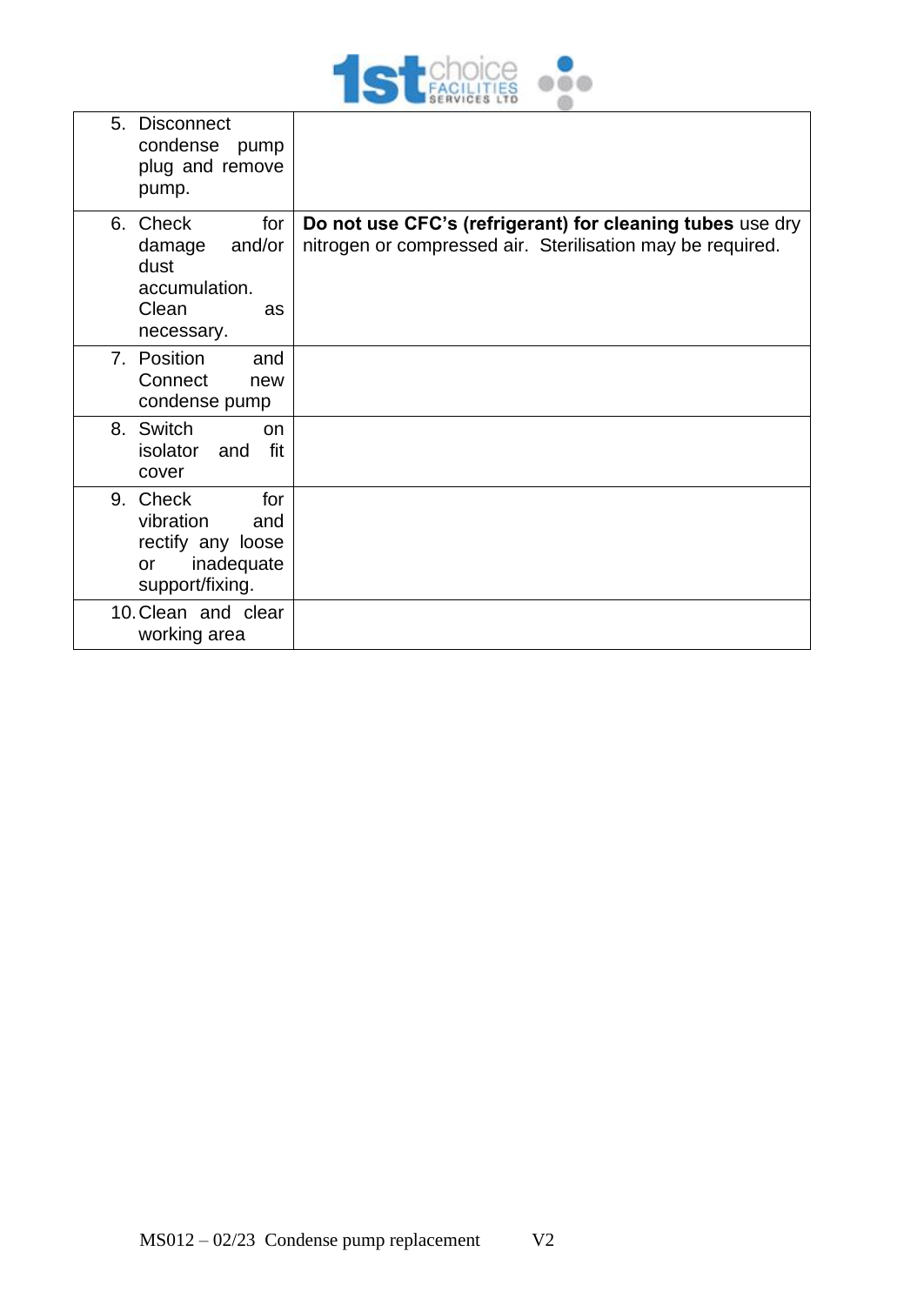| | |
|---|---|
| 5. Disconnect condense pump plug and remove pump. | |
| 6. Check for damage and/or dust accumulation. Clean as necessary. | **Do not use CFC's (refrigerant) for cleaning tubes** use dry nitrogen or compressed air. Sterilisation may be required. |
| 7. Position and Connect new condense pump | |
| 8. Switch on isolator and fit cover | |
| 9. Check for vibration and rectify any loose or inadequate support/fixing. | |
| 10. Clean and clear working area | |